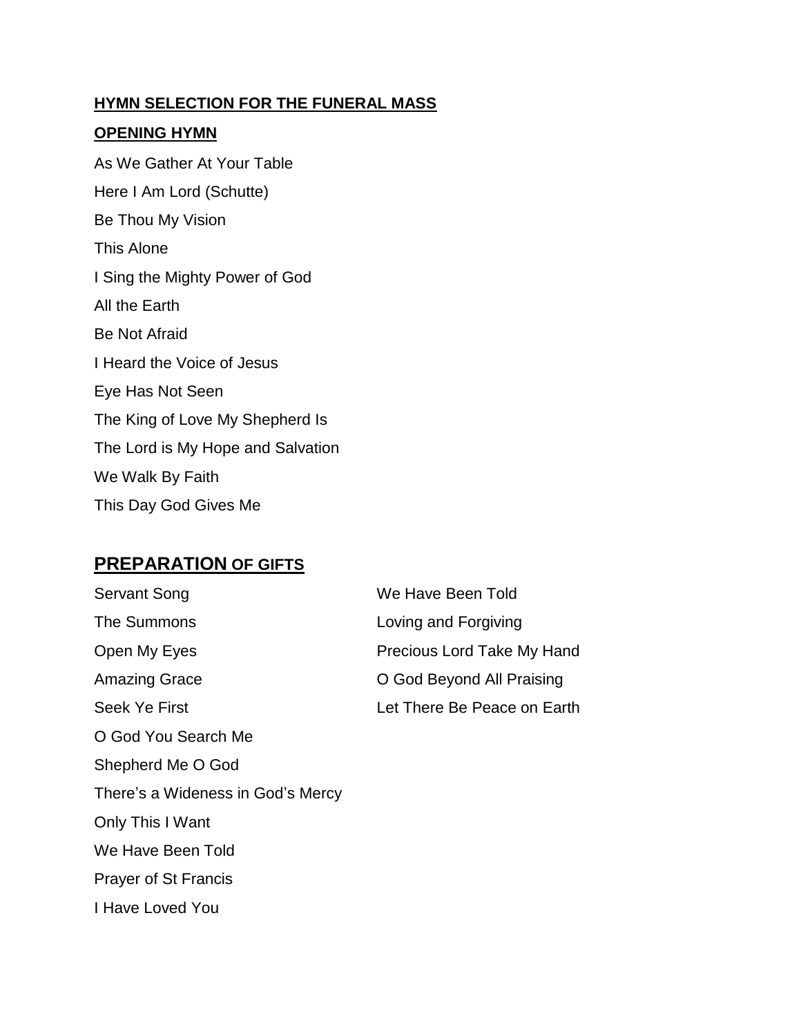## HYMN SELECTION FOR THE FUNERAL MASS

### OPENING HYMN

As We Gather At Your Table

Here I Am Lord (Schutte)

Be Thou My Vision

This Alone

I Sing the Mighty Power of God

All the Earth

Be Not Afraid

I Heard the Voice of Jesus

Eye Has Not Seen

The King of Love My Shepherd Is

The Lord is My Hope and Salvation

We Walk By Faith

This Day God Gives Me

## PREPARATION OF GIFTS

Servant Song

The Summons

Open My Eyes

Amazing Grace

Seek Ye First

O God You Search Me

Shepherd Me O God

There's a Wideness in God's Mercy

Only This I Want

We Have Been Told

Prayer of St Francis

I Have Loved You

We Have Been Told

Loving and Forgiving

Precious Lord Take My Hand

O God Beyond All Praising

Let There Be Peace on Earth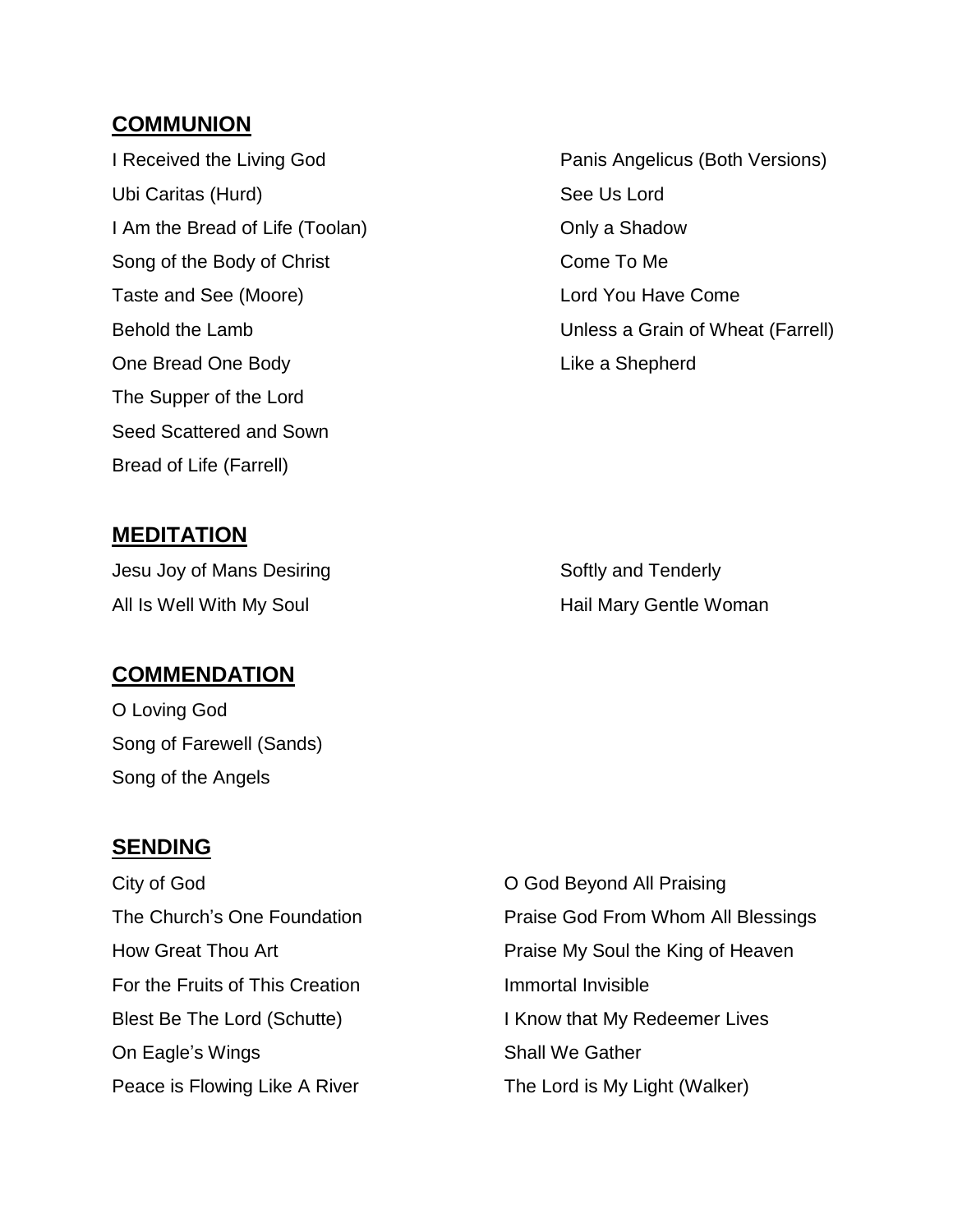## **COMMUNION**

I Received the Living God
Ubi Caritas (Hurd)
I Am the Bread of Life (Toolan)
Song of the Body of Christ
Taste and See (Moore)
Behold the Lamb
One Bread One Body
The Supper of the Lord
Seed Scattered and Sown
Bread of Life (Farrell)
Panis Angelicus (Both Versions)
See Us Lord
Only a Shadow
Come To Me
Lord You Have Come
Unless a Grain of Wheat (Farrell)
Like a Shepherd

## **MEDITATION**

Jesu Joy of Mans Desiring
All Is Well With My Soul
Softly and Tenderly
Hail Mary Gentle Woman

## **COMMENDATION**

O Loving God
Song of Farewell (Sands)
Song of the Angels

## **SENDING**

City of God
The Church's One Foundation
How Great Thou Art
For the Fruits of This Creation
Blest Be The Lord (Schutte)
On Eagle's Wings
Peace is Flowing Like A River
O God Beyond All Praising
Praise God From Whom All Blessings
Praise My Soul the King of Heaven
Immortal Invisible
I Know that My Redeemer Lives
Shall We Gather
The Lord is My Light (Walker)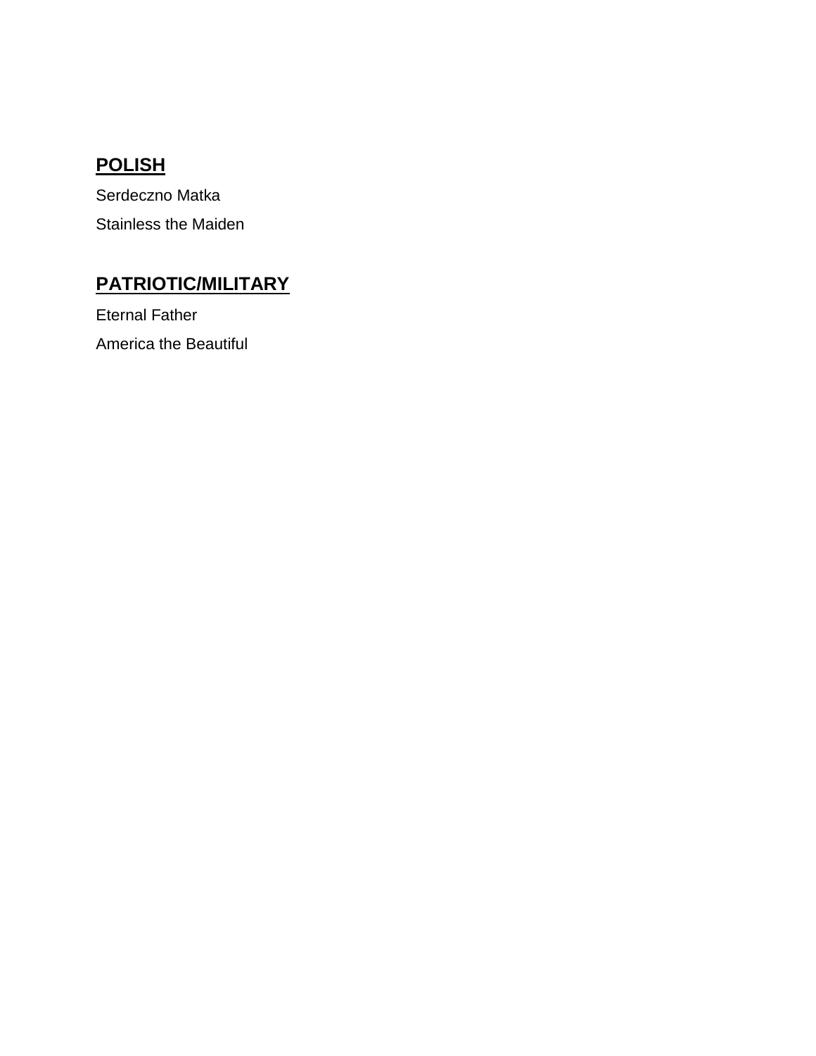## POLISH

Serdeczno Matka

Stainless the Maiden

## PATRIOTIC/MILITARY

Eternal Father

America the Beautiful